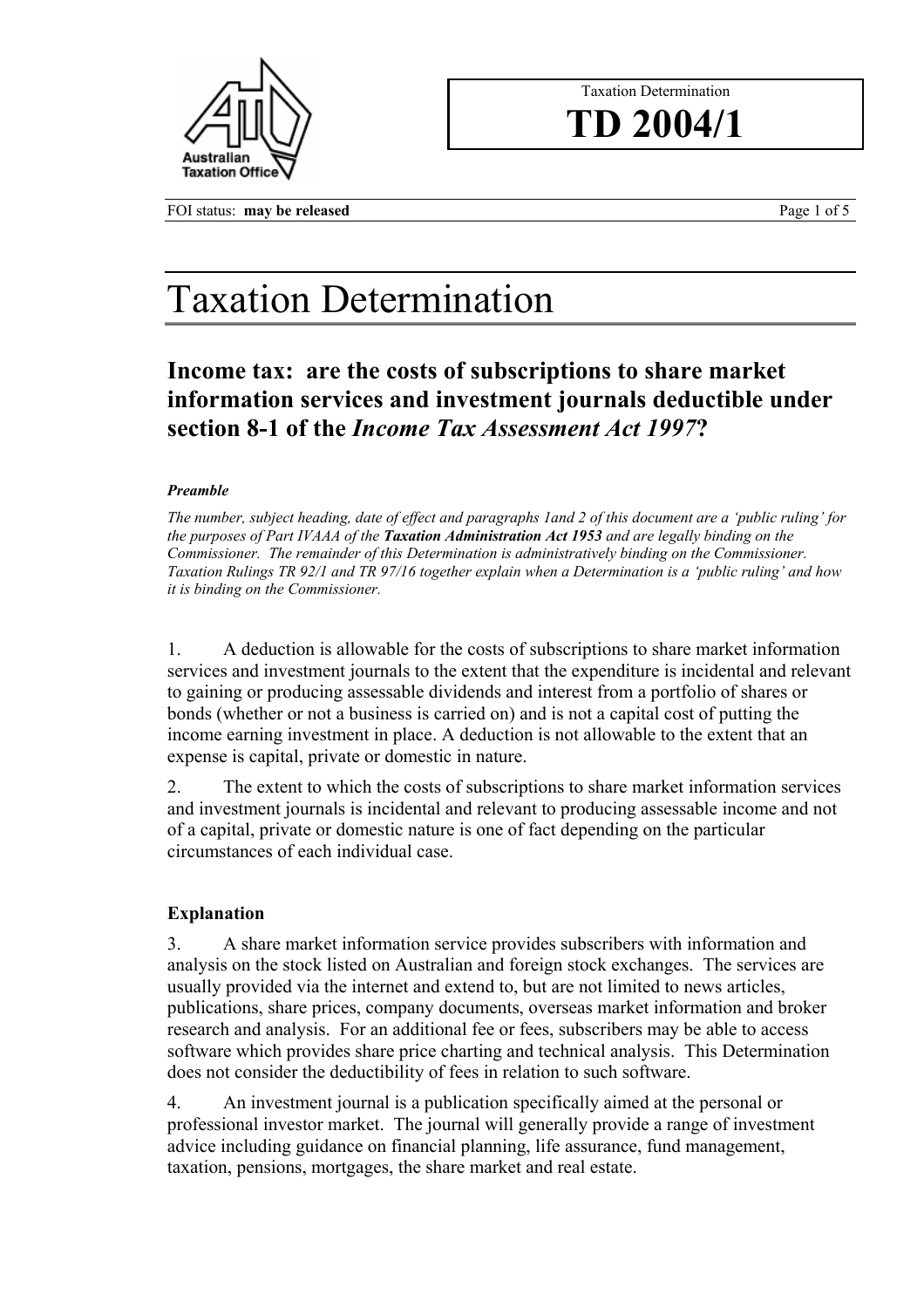Taxation Determination

**TD 2004/1**

FOI status: **may be released**

# Taxation Determination

## Income tax: are the costs of subscriptions to share market information services and investment journals deductible under section 8-1 of the *Income Tax Assessment Act 1997*?

***Preamble***

*The number, subject heading, date of effect and paragraphs 1and 2 of this document are a 'public ruling' for the purposes of Part IVAAA of the **Taxation Administration Act 1953** and are legally binding on the Commissioner. The remainder of this Determination is administratively binding on the Commissioner. Taxation Rulings TR 92/1 and TR 97/16 together explain when a Determination is a 'public ruling' and how it is binding on the Commissioner.*

1. A deduction is allowable for the costs of subscriptions to share market information services and investment journals to the extent that the expenditure is incidental and relevant to gaining or producing assessable dividends and interest from a portfolio of shares or bonds (whether or not a business is carried on) and is not a capital cost of putting the income earning investment in place. A deduction is not allowable to the extent that an expense is capital, private or domestic in nature.

2. The extent to which the costs of subscriptions to share market information services and investment journals is incidental and relevant to producing assessable income and not of a capital, private or domestic nature is one of fact depending on the particular circumstances of each individual case.

### Explanation

3. A share market information service provides subscribers with information and analysis on the stock listed on Australian and foreign stock exchanges. The services are usually provided via the internet and extend to, but are not limited to news articles, publications, share prices, company documents, overseas market information and broker research and analysis. For an additional fee or fees, subscribers may be able to access software which provides share price charting and technical analysis. This Determination does not consider the deductibility of fees in relation to such software.

4. An investment journal is a publication specifically aimed at the personal or professional investor market. The journal will generally provide a range of investment advice including guidance on financial planning, life assurance, fund management, taxation, pensions, mortgages, the share market and real estate.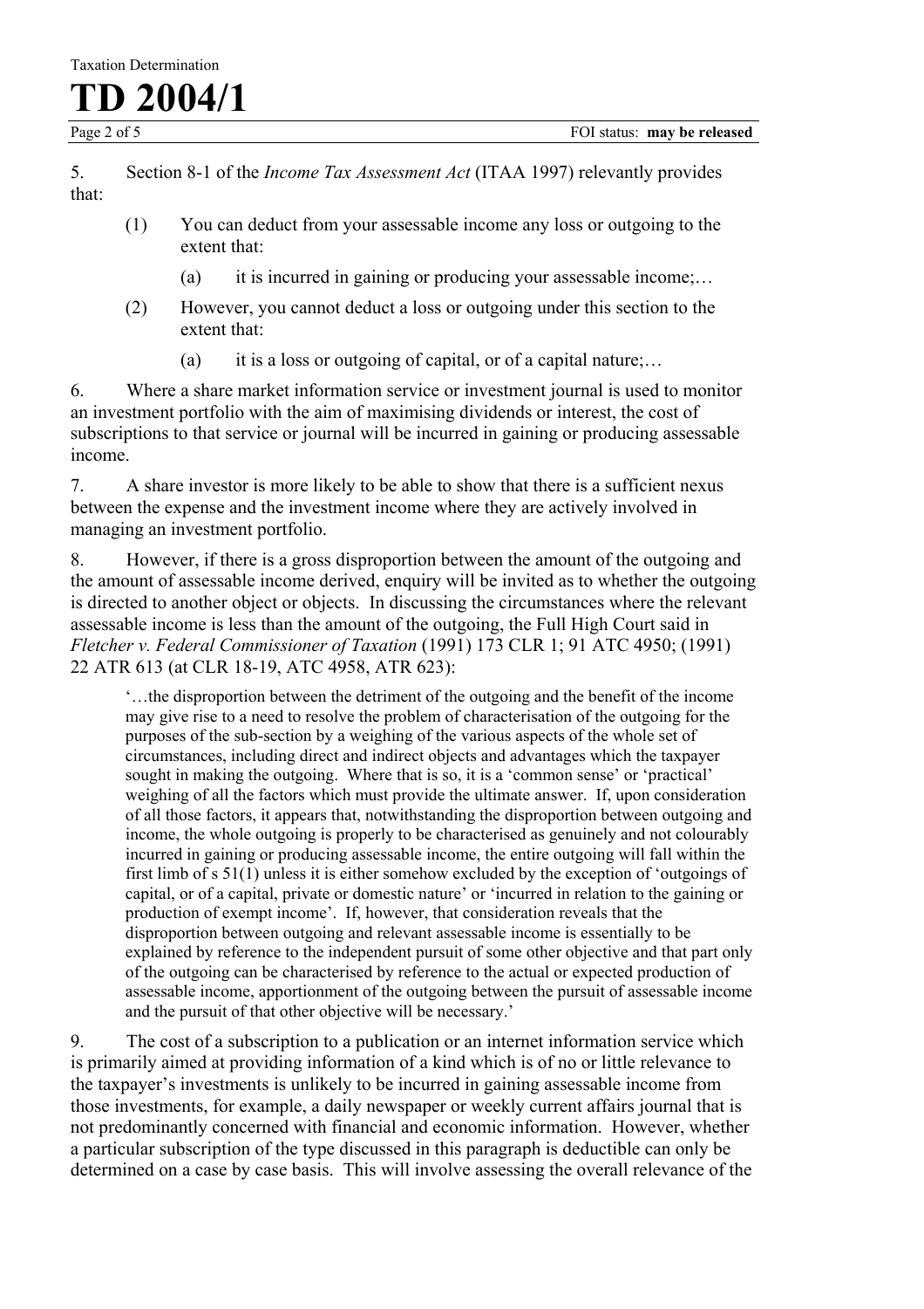5. Section 8-1 of the *Income Tax Assessment Act* (ITAA 1997) relevantly provides that:

> (1) You can deduct from your assessable income any loss or outgoing to the extent that:
>
> > (a) it is incurred in gaining or producing your assessable income;…
>
> (2) However, you cannot deduct a loss or outgoing under this section to the extent that:
>
> > (a) it is a loss or outgoing of capital, or of a capital nature;…

6. Where a share market information service or investment journal is used to monitor an investment portfolio with the aim of maximising dividends or interest, the cost of subscriptions to that service or journal will be incurred in gaining or producing assessable income.

7. A share investor is more likely to be able to show that there is a sufficient nexus between the expense and the investment income where they are actively involved in managing an investment portfolio.

8. However, if there is a gross disproportion between the amount of the outgoing and the amount of assessable income derived, enquiry will be invited as to whether the outgoing is directed to another object or objects. In discussing the circumstances where the relevant assessable income is less than the amount of the outgoing, the Full High Court said in *Fletcher v. Federal Commissioner of Taxation* (1991) 173 CLR 1; 91 ATC 4950; (1991) 22 ATR 613 (at CLR 18-19, ATC 4958, ATR 623):

> '…the disproportion between the detriment of the outgoing and the benefit of the income may give rise to a need to resolve the problem of characterisation of the outgoing for the purposes of the sub-section by a weighing of the various aspects of the whole set of circumstances, including direct and indirect objects and advantages which the taxpayer sought in making the outgoing. Where that is so, it is a 'common sense' or 'practical' weighing of all the factors which must provide the ultimate answer. If, upon consideration of all those factors, it appears that, notwithstanding the disproportion between outgoing and income, the whole outgoing is properly to be characterised as genuinely and not colourably incurred in gaining or producing assessable income, the entire outgoing will fall within the first limb of s 51(1) unless it is either somehow excluded by the exception of 'outgoings of capital, or of a capital, private or domestic nature' or 'incurred in relation to the gaining or production of exempt income'. If, however, that consideration reveals that the disproportion between outgoing and relevant assessable income is essentially to be explained by reference to the independent pursuit of some other objective and that part only of the outgoing can be characterised by reference to the actual or expected production of assessable income, apportionment of the outgoing between the pursuit of assessable income and the pursuit of that other objective will be necessary.'

9. The cost of a subscription to a publication or an internet information service which is primarily aimed at providing information of a kind which is of no or little relevance to the taxpayer's investments is unlikely to be incurred in gaining assessable income from those investments, for example, a daily newspaper or weekly current affairs journal that is not predominantly concerned with financial and economic information. However, whether a particular subscription of the type discussed in this paragraph is deductible can only be determined on a case by case basis. This will involve assessing the overall relevance of the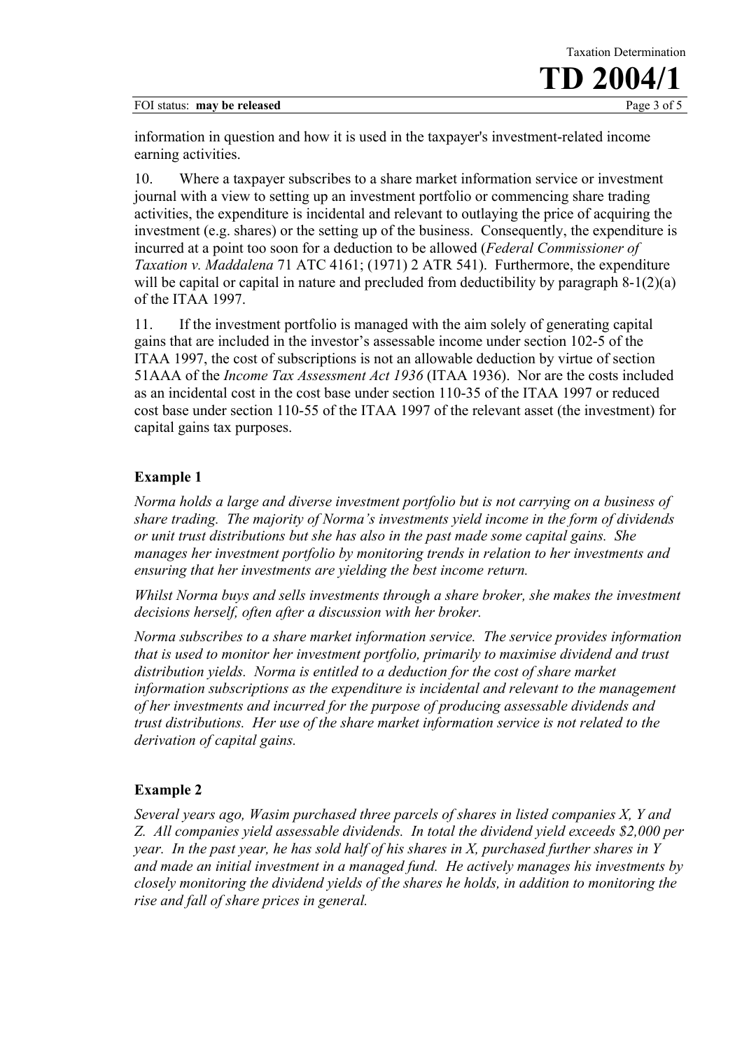information in question and how it is used in the taxpayer's investment-related income earning activities.

10. Where a taxpayer subscribes to a share market information service or investment journal with a view to setting up an investment portfolio or commencing share trading activities, the expenditure is incidental and relevant to outlaying the price of acquiring the investment (e.g. shares) or the setting up of the business. Consequently, the expenditure is incurred at a point too soon for a deduction to be allowed (*Federal Commissioner of Taxation v. Maddalena* 71 ATC 4161; (1971) 2 ATR 541). Furthermore, the expenditure will be capital or capital in nature and precluded from deductibility by paragraph 8-1(2)(a) of the ITAA 1997.

11. If the investment portfolio is managed with the aim solely of generating capital gains that are included in the investor's assessable income under section 102-5 of the ITAA 1997, the cost of subscriptions is not an allowable deduction by virtue of section 51AAA of the *Income Tax Assessment Act 1936* (ITAA 1936). Nor are the costs included as an incidental cost in the cost base under section 110-35 of the ITAA 1997 or reduced cost base under section 110-55 of the ITAA 1997 of the relevant asset (the investment) for capital gains tax purposes.

### Example 1

*Norma holds a large and diverse investment portfolio but is not carrying on a business of share trading. The majority of Norma's investments yield income in the form of dividends or unit trust distributions but she has also in the past made some capital gains. She manages her investment portfolio by monitoring trends in relation to her investments and ensuring that her investments are yielding the best income return.*

*Whilst Norma buys and sells investments through a share broker, she makes the investment decisions herself, often after a discussion with her broker.*

*Norma subscribes to a share market information service. The service provides information that is used to monitor her investment portfolio, primarily to maximise dividend and trust distribution yields. Norma is entitled to a deduction for the cost of share market information subscriptions as the expenditure is incidental and relevant to the management of her investments and incurred for the purpose of producing assessable dividends and trust distributions. Her use of the share market information service is not related to the derivation of capital gains.*

### Example 2

*Several years ago, Wasim purchased three parcels of shares in listed companies X, Y and Z. All companies yield assessable dividends. In total the dividend yield exceeds $2,000 per year. In the past year, he has sold half of his shares in X, purchased further shares in Y and made an initial investment in a managed fund. He actively manages his investments by closely monitoring the dividend yields of the shares he holds, in addition to monitoring the rise and fall of share prices in general.*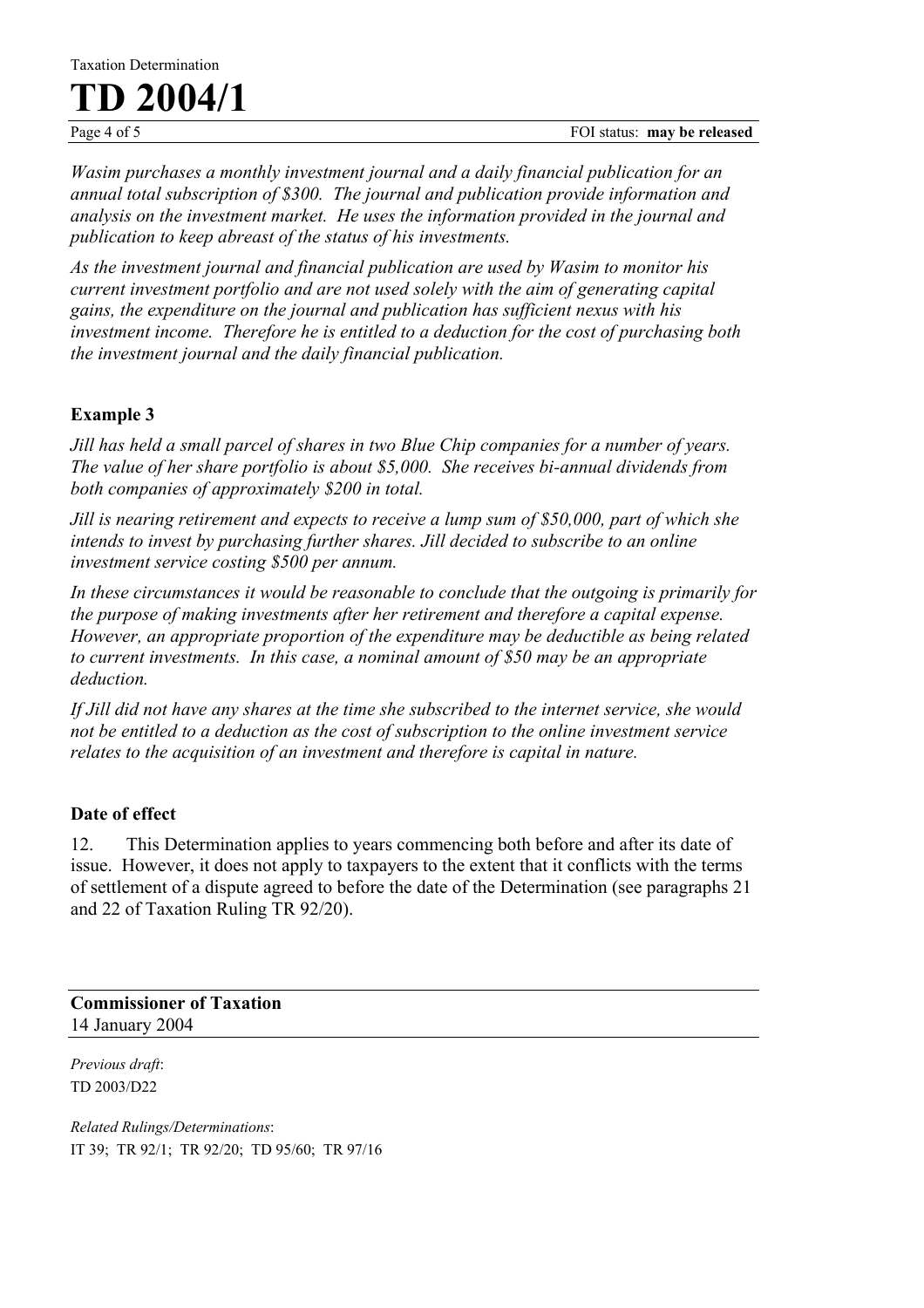*Wasim purchases a monthly investment journal and a daily financial publication for an annual total subscription of $300. The journal and publication provide information and analysis on the investment market. He uses the information provided in the journal and publication to keep abreast of the status of his investments.*

*As the investment journal and financial publication are used by Wasim to monitor his current investment portfolio and are not used solely with the aim of generating capital gains, the expenditure on the journal and publication has sufficient nexus with his investment income. Therefore he is entitled to a deduction for the cost of purchasing both the investment journal and the daily financial publication.*

### Example 3

*Jill has held a small parcel of shares in two Blue Chip companies for a number of years. The value of her share portfolio is about $5,000. She receives bi-annual dividends from both companies of approximately $200 in total.*

*Jill is nearing retirement and expects to receive a lump sum of $50,000, part of which she intends to invest by purchasing further shares. Jill decided to subscribe to an online investment service costing $500 per annum.*

*In these circumstances it would be reasonable to conclude that the outgoing is primarily for the purpose of making investments after her retirement and therefore a capital expense. However, an appropriate proportion of the expenditure may be deductible as being related to current investments. In this case, a nominal amount of $50 may be an appropriate deduction.*

*If Jill did not have any shares at the time she subscribed to the internet service, she would not be entitled to a deduction as the cost of subscription to the online investment service relates to the acquisition of an investment and therefore is capital in nature.*

### Date of effect

12. This Determination applies to years commencing both before and after its date of issue. However, it does not apply to taxpayers to the extent that it conflicts with the terms of settlement of a dispute agreed to before the date of the Determination (see paragraphs 21 and 22 of Taxation Ruling TR 92/20).

---

**Commissioner of Taxation**
14 January 2004

---

*Previous draft*:
TD 2003/D22

*Related Rulings/Determinations*:
IT 39; TR 92/1; TR 92/20; TD 95/60; TR 97/16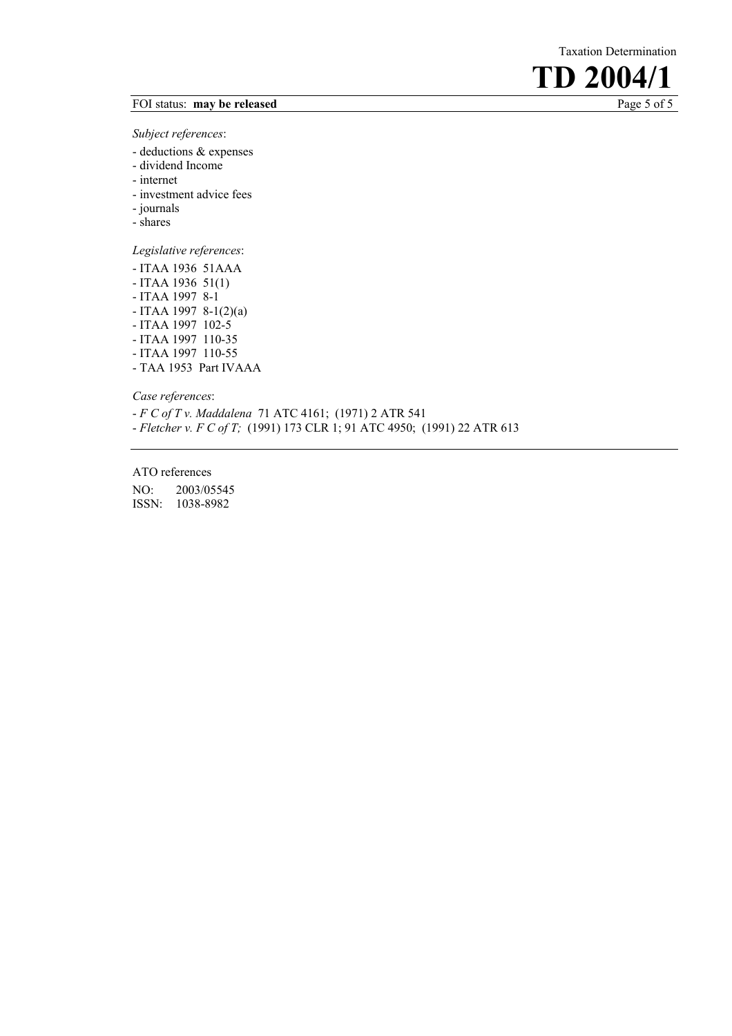*Subject references*:

- deductions & expenses
- dividend Income
- internet
- investment advice fees
- journals
- shares

*Legislative references*:

- ITAA 1936 51AAA
- ITAA 1936 51(1)
- ITAA 1997 8-1
- ITAA 1997 8-1(2)(a)
- ITAA 1997 102-5
- ITAA 1997 110-35
- ITAA 1997 110-55
- TAA 1953 Part IVAAA

*Case references*:

- *F C of T v. Maddalena* 71 ATC 4161; (1971) 2 ATR 541
- *Fletcher v. F C of T;* (1991) 173 CLR 1; 91 ATC 4950; (1991) 22 ATR 613

---

ATO references

NO: 2003/05545
ISSN: 1038-8982